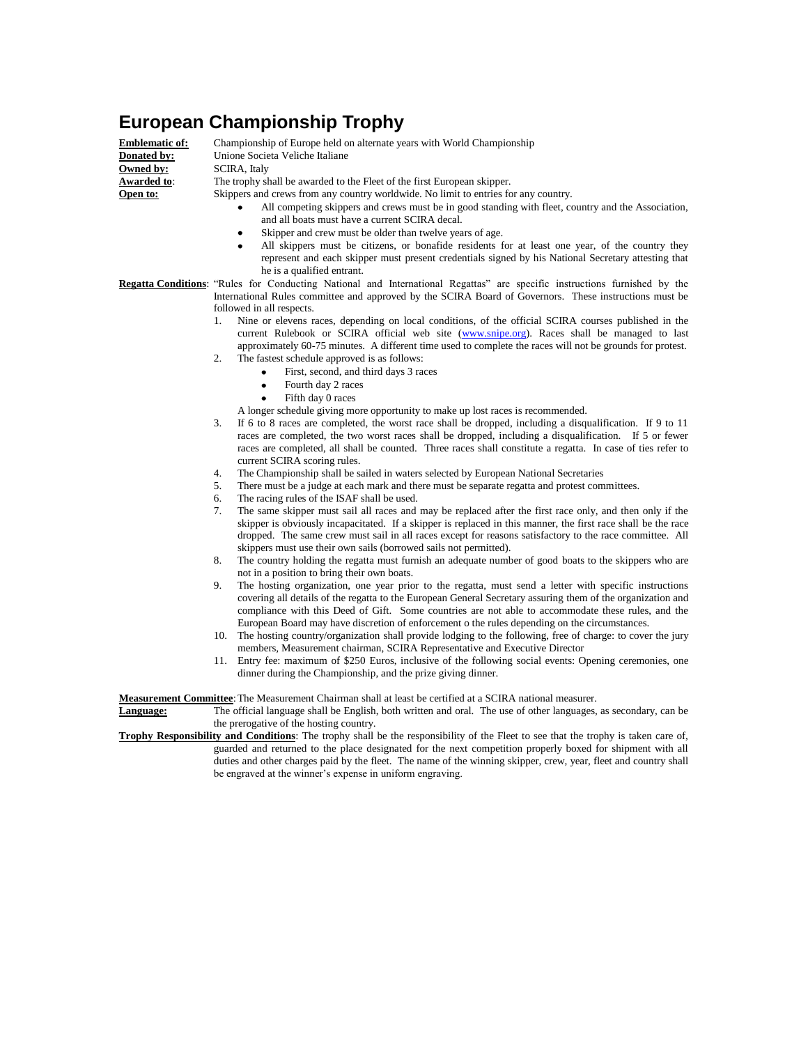# European Championship Trophy

**Emblematic of:** Championship of Europe held on alternate years with World Championship

**Donated by:** Unione Societa Veliche Italiane

**Owned by:** SCIRA, Italy

**Awarded to**: The trophy shall be awarded to the Fleet of the first European skipper.

**Open to:** Skippers and crews from any country worldwide. No limit to entries for any country.

- All competing skippers and crews must be in good standing with fleet, country and the Association, and all boats must have a current SCIRA decal.
- Skipper and crew must be older than twelve years of age.
- All skippers must be citizens, or bonafide residents for at least one year, of the country they represent and each skipper must present credentials signed by his National Secretary attesting that he is a qualified entrant.

**Regatta Conditions**: "Rules for Conducting National and International Regattas" are specific instructions furnished by the International Rules committee and approved by the SCIRA Board of Governors. These instructions must be followed in all respects.

1. Nine or elevens races, depending on local conditions, of the official SCIRA courses published in the current Rulebook or SCIRA official web site (www.snipe.org). Races shall be managed to last approximately 60-75 minutes. A different time used to complete the races will not be grounds for protest.
2. The fastest schedule approved is as follows:
   - First, second, and third days 3 races
   - Fourth day 2 races
   - Fifth day 0 races

   A longer schedule giving more opportunity to make up lost races is recommended.
3. If 6 to 8 races are completed, the worst race shall be dropped, including a disqualification. If 9 to 11 races are completed, the two worst races shall be dropped, including a disqualification. If 5 or fewer races are completed, all shall be counted. Three races shall constitute a regatta. In case of ties refer to current SCIRA scoring rules.
4. The Championship shall be sailed in waters selected by European National Secretaries
5. There must be a judge at each mark and there must be separate regatta and protest committees.
6. The racing rules of the ISAF shall be used.
7. The same skipper must sail all races and may be replaced after the first race only, and then only if the skipper is obviously incapacitated. If a skipper is replaced in this manner, the first race shall be the race dropped. The same crew must sail in all races except for reasons satisfactory to the race committee. All skippers must use their own sails (borrowed sails not permitted).
8. The country holding the regatta must furnish an adequate number of good boats to the skippers who are not in a position to bring their own boats.
9. The hosting organization, one year prior to the regatta, must send a letter with specific instructions covering all details of the regatta to the European General Secretary assuring them of the organization and compliance with this Deed of Gift. Some countries are not able to accommodate these rules, and the European Board may have discretion of enforcement o the rules depending on the circumstances.
10. The hosting country/organization shall provide lodging to the following, free of charge: to cover the jury members, Measurement chairman, SCIRA Representative and Executive Director
11. Entry fee: maximum of $250 Euros, inclusive of the following social events: Opening ceremonies, one dinner during the Championship, and the prize giving dinner.

**Measurement Committee**: The Measurement Chairman shall at least be certified at a SCIRA national measurer.

**Language:** The official language shall be English, both written and oral. The use of other languages, as secondary, can be the prerogative of the hosting country.

**Trophy Responsibility and Conditions**: The trophy shall be the responsibility of the Fleet to see that the trophy is taken care of, guarded and returned to the place designated for the next competition properly boxed for shipment with all duties and other charges paid by the fleet. The name of the winning skipper, crew, year, fleet and country shall be engraved at the winner's expense in uniform engraving.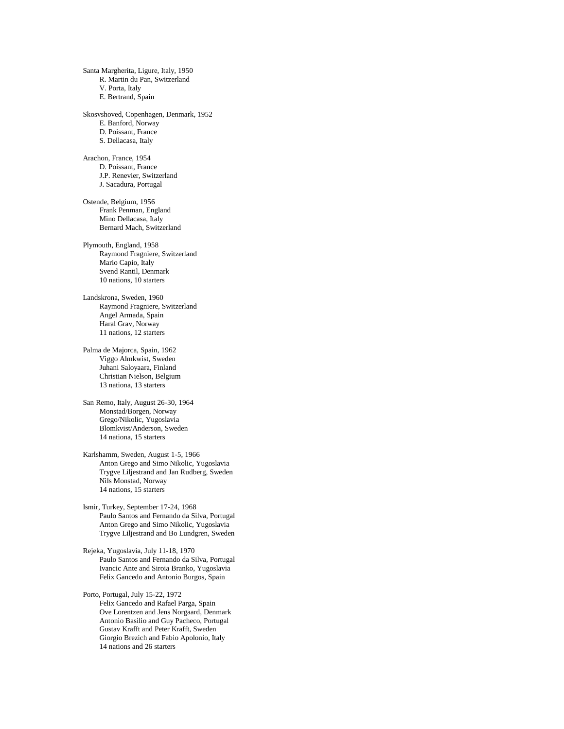Santa Margherita, Ligure, Italy, 1950
- R. Martin du Pan, Switzerland
- V. Porta, Italy
- E. Bertrand, Spain

Skosvshoved, Copenhagen, Denmark, 1952
- E. Banford, Norway
- D. Poissant, France
- S. Dellacasa, Italy

Arachon, France, 1954
- D. Poissant, France
- J.P. Renevier, Switzerland
- J. Sacadura, Portugal

Ostende, Belgium, 1956
- Frank Penman, England
- Mino Dellacasa, Italy
- Bernard Mach, Switzerland

Plymouth, England, 1958
- Raymond Fragniere, Switzerland
- Mario Capio, Italy
- Svend Rantil, Denmark
- 10 nations, 10 starters

Landskrona, Sweden, 1960
- Raymond Fragniere, Switzerland
- Angel Armada, Spain
- Haral Grav, Norway
- 11 nations, 12 starters

Palma de Majorca, Spain, 1962
- Viggo Almkwist, Sweden
- Juhani Saloyaara, Finland
- Christian Nielson, Belgium
- 13 nationa, 13 starters

San Remo, Italy, August 26-30, 1964
- Monstad/Borgen, Norway
- Grego/Nikolic, Yugoslavia
- Blomkvist/Anderson, Sweden
- 14 nationa, 15 starters

Karlshamm, Sweden, August 1-5, 1966
- Anton Grego and Simo Nikolic, Yugoslavia
- Trygve Liljestrand and Jan Rudberg, Sweden
- Nils Monstad, Norway
- 14 nations, 15 starters

Ismir, Turkey, September 17-24, 1968
- Paulo Santos and Fernando da Silva, Portugal
- Anton Grego and Simo Nikolic, Yugoslavia
- Trygve Liljestrand and Bo Lundgren, Sweden

Rejeka, Yugoslavia, July 11-18, 1970
- Paulo Santos and Fernando da Silva, Portugal
- Ivancic Ante and Siroia Branko, Yugoslavia
- Felix Gancedo and Antonio Burgos, Spain

Porto, Portugal, July 15-22, 1972
- Felix Gancedo and Rafael Parga, Spain
- Ove Lorentzen and Jens Norgaard, Denmark
- Antonio Basilio and Guy Pacheco, Portugal
- Gustav Krafft and Peter Krafft, Sweden
- Giorgio Brezich and Fabio Apolonio, Italy
- 14 nations and 26 starters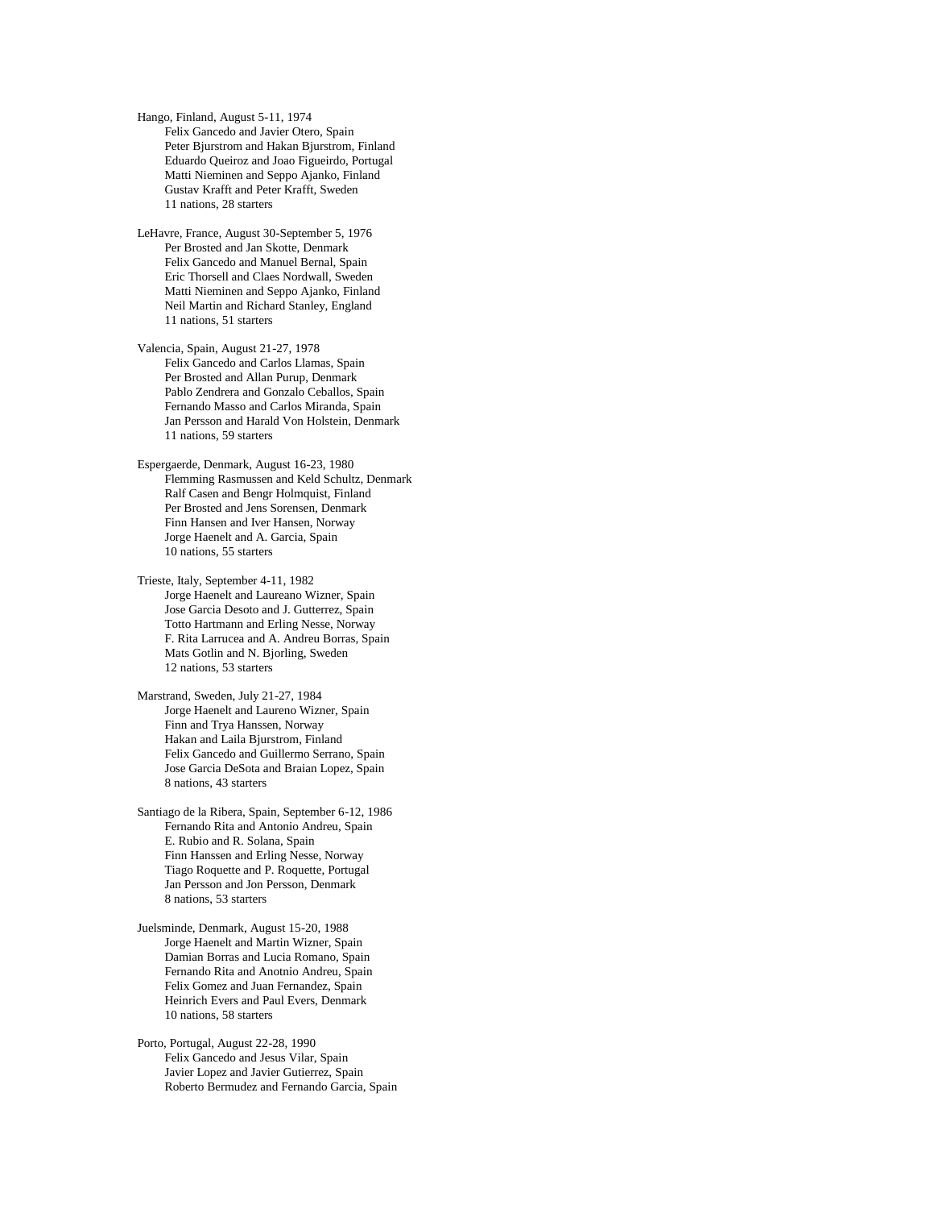Hango, Finland, August 5-11, 1974
Felix Gancedo and Javier Otero, Spain
Peter Bjurstrom and Hakan Bjurstrom, Finland
Eduardo Queiroz and Joao Figueirdo, Portugal
Matti Nieminen and Seppo Ajanko, Finland
Gustav Krafft and Peter Krafft, Sweden
11 nations, 28 starters

LeHavre, France, August 30-September 5, 1976
Per Brosted and Jan Skotte, Denmark
Felix Gancedo and Manuel Bernal, Spain
Eric Thorsell and Claes Nordwall, Sweden
Matti Nieminen and Seppo Ajanko, Finland
Neil Martin and Richard Stanley, England
11 nations, 51 starters

Valencia, Spain, August 21-27, 1978
Felix Gancedo and Carlos Llamas, Spain
Per Brosted and Allan Purup, Denmark
Pablo Zendrera and Gonzalo Ceballos, Spain
Fernando Masso and Carlos Miranda, Spain
Jan Persson and Harald Von Holstein, Denmark
11 nations, 59 starters

Espergaerde, Denmark, August 16-23, 1980
Flemming Rasmussen and Keld Schultz, Denmark
Ralf Casen and Bengr Holmquist, Finland
Per Brosted and Jens Sorensen, Denmark
Finn Hansen and Iver Hansen, Norway
Jorge Haenelt and A. Garcia, Spain
10 nations, 55 starters

Trieste, Italy, September 4-11, 1982
Jorge Haenelt and Laureano Wizner, Spain
Jose Garcia Desoto and J. Gutterrez, Spain
Totto Hartmann and Erling Nesse, Norway
F. Rita Larrucea and A. Andreu Borras, Spain
Mats Gotlin and N. Bjorling, Sweden
12 nations, 53 starters

Marstrand, Sweden, July 21-27, 1984
Jorge Haenelt and Laureno Wizner, Spain
Finn and Trya Hanssen, Norway
Hakan and Laila Bjurstrom, Finland
Felix Gancedo and Guillermo Serrano, Spain
Jose Garcia DeSota and Braian Lopez, Spain
8 nations, 43 starters

Santiago de la Ribera, Spain, September 6-12, 1986
Fernando Rita and Antonio Andreu, Spain
E. Rubio and R. Solana, Spain
Finn Hanssen and Erling Nesse, Norway
Tiago Roquette and P. Roquette, Portugal
Jan Persson and Jon Persson, Denmark
8 nations, 53 starters

Juelsminde, Denmark, August 15-20, 1988
Jorge Haenelt and Martin Wizner, Spain
Damian Borras and Lucia Romano, Spain
Fernando Rita and Anotnio Andreu, Spain
Felix Gomez and Juan Fernandez, Spain
Heinrich Evers and Paul Evers, Denmark
10 nations, 58 starters

Porto, Portugal, August 22-28, 1990
Felix Gancedo and Jesus Vilar, Spain
Javier Lopez and Javier Gutierrez, Spain
Roberto Bermudez and Fernando Garcia, Spain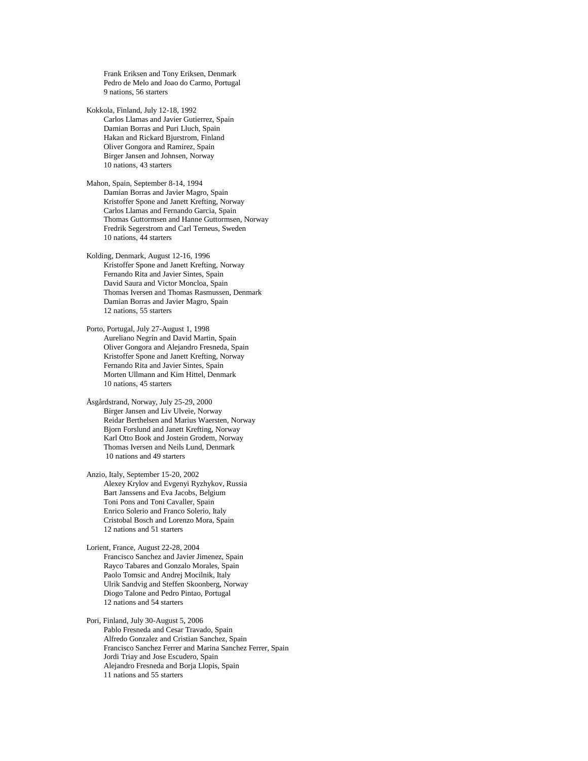Frank Eriksen and Tony Eriksen, Denmark
Pedro de Melo and Joao do Carmo, Portugal
9 nations, 56 starters

Kokkola, Finland, July 12-18, 1992
Carlos Llamas and Javier Gutierrez, Spain
Damian Borras and Puri Lluch, Spain
Hakan and Rickard Bjurstrom, Finland
Oliver Gongora and Ramirez, Spain
Birger Jansen and Johnsen, Norway
10 nations, 43 starters

Mahon, Spain, September 8-14, 1994
Damian Borras and Javier Magro, Spain
Kristoffer Spone and Janett Krefting, Norway
Carlos Llamas and Fernando Garcia, Spain
Thomas Guttormsen and Hanne Guttormsen, Norway
Fredrik Segerstrom and Carl Terneus, Sweden
10 nations, 44 starters

Kolding, Denmark, August 12-16, 1996
Kristoffer Spone and Janett Krefting, Norway
Fernando Rita and Javier Sintes, Spain
David Saura and Victor Moncloa, Spain
Thomas Iversen and Thomas Rasmussen, Denmark
Damian Borras and Javier Magro, Spain
12 nations, 55 starters

Porto, Portugal, July 27-August 1, 1998
Aureliano Negrin and David Martin, Spain
Oliver Gongora and Alejandro Fresneda, Spain
Kristoffer Spone and Janett Krefting, Norway
Fernando Rita and Javier Sintes, Spain
Morten Ullmann and Kim Hittel, Denmark
10 nations, 45 starters

Åsgårdstrand, Norway, July 25-29, 2000
Birger Jansen and Liv Ulveie, Norway
Reidar Berthelsen and Marius Waersten, Norway
Bjorn Forslund and Janett Krefting, Norway
Karl Otto Book and Jostein Grodem, Norway
Thomas Iversen and Neils Lund, Denmark
10 nations and 49 starters

Anzio, Italy, September 15-20, 2002
Alexey Krylov and Evgenyi Ryzhykov, Russia
Bart Janssens and Eva Jacobs, Belgium
Toni Pons and Toni Cavaller, Spain
Enrico Solerio and Franco Solerio, Italy
Cristobal Bosch and Lorenzo Mora, Spain
12 nations and 51 starters

Lorient, France, August 22-28, 2004
Francisco Sanchez and Javier Jimenez, Spain
Rayco Tabares and Gonzalo Morales, Spain
Paolo Tomsic and Andrej Mocilnik, Italy
Ulrik Sandvig and Steffen Skoonberg, Norway
Diogo Talone and Pedro Pintao, Portugal
12 nations and 54 starters

Pori, Finland, July 30-August 5, 2006
Pablo Fresneda and Cesar Travado, Spain
Alfredo Gonzalez and Cristian Sanchez, Spain
Francisco Sanchez Ferrer and Marina Sanchez Ferrer, Spain
Jordi Triay and Jose Escudero, Spain
Alejandro Fresneda and Borja Llopis, Spain
11 nations and 55 starters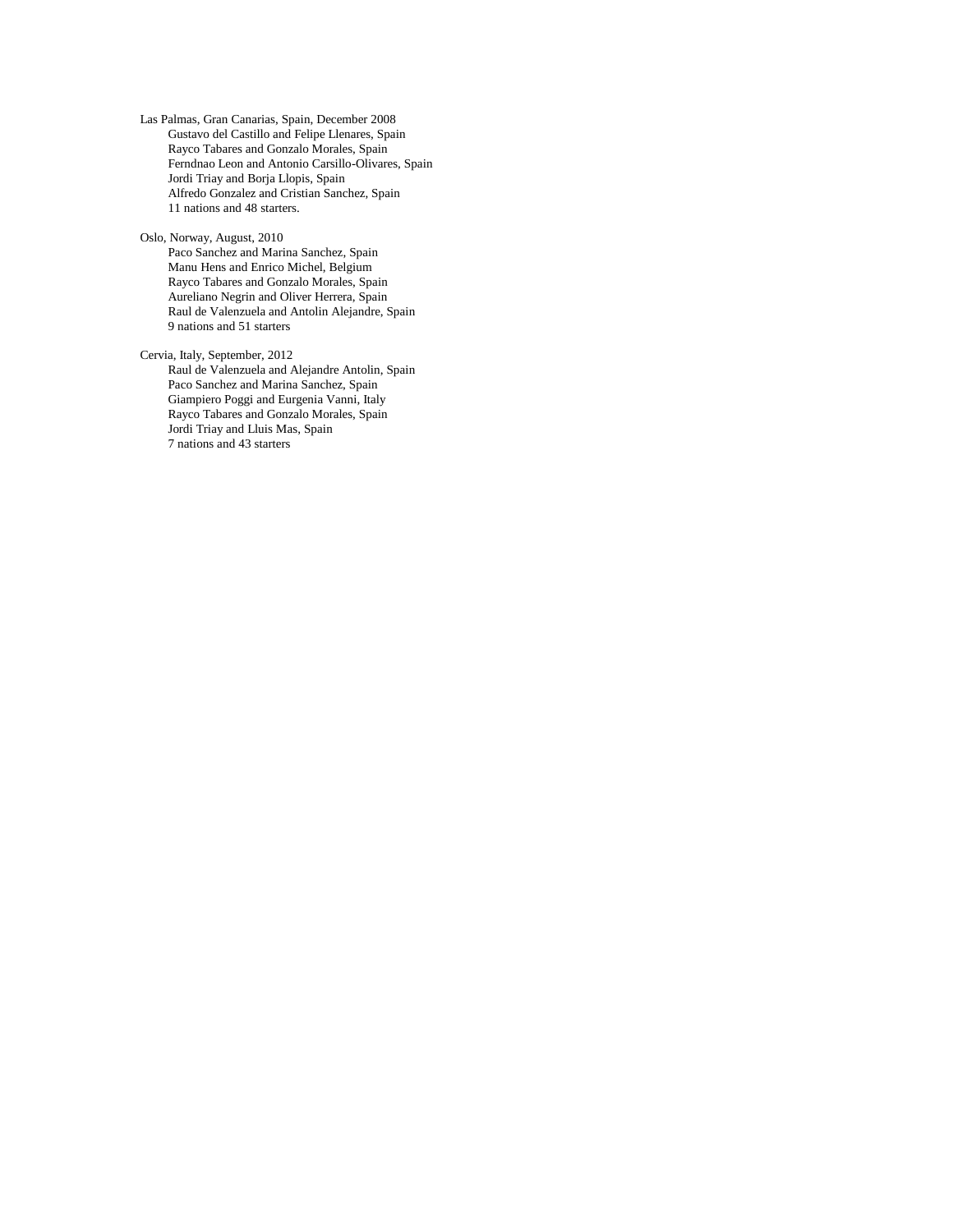Las Palmas, Gran Canarias, Spain, December 2008

Gustavo del Castillo and Felipe Llenares, Spain
Rayco Tabares and Gonzalo Morales, Spain
Ferndnao Leon and Antonio Carsillo-Olivares, Spain
Jordi Triay and Borja Llopis, Spain
Alfredo Gonzalez and Cristian Sanchez, Spain
11 nations and 48 starters.

Oslo, Norway, August, 2010

Paco Sanchez and Marina Sanchez, Spain
Manu Hens and Enrico Michel, Belgium
Rayco Tabares and Gonzalo Morales, Spain
Aureliano Negrin and Oliver Herrera, Spain
Raul de Valenzuela and Antolin Alejandre, Spain
9 nations and 51 starters

Cervia, Italy, September, 2012

Raul de Valenzuela and Alejandre Antolin, Spain
Paco Sanchez and Marina Sanchez, Spain
Giampiero Poggi and Eurgenia Vanni, Italy
Rayco Tabares and Gonzalo Morales, Spain
Jordi Triay and Lluis Mas, Spain
7 nations and 43 starters